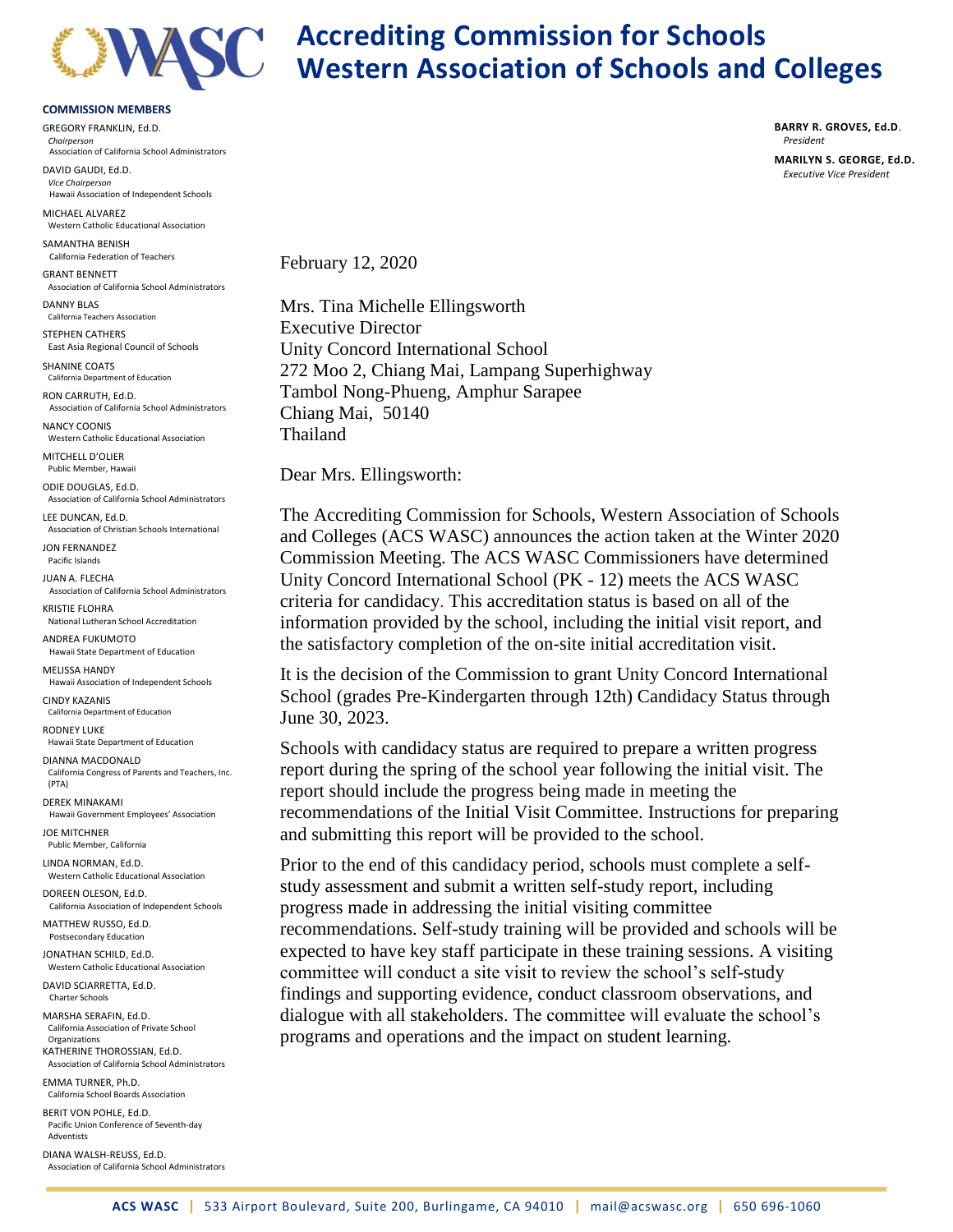# Accrediting Commission for Schools Western Association of Schools and Colleges

**COMMISSION MEMBERS**

GREGORY FRANKLIN, Ed.D.
*Chairperson*
Association of California School Administrators

DAVID GAUDI, Ed.D.
*Vice Chairperson*
Hawaii Association of Independent Schools

MICHAEL ALVAREZ
Western Catholic Educational Association

SAMANTHA BENISH
California Federation of Teachers

GRANT BENNETT
Association of California School Administrators

DANNY BLAS
California Teachers Association

STEPHEN CATHERS
East Asia Regional Council of Schools

SHANINE COATS
California Department of Education

RON CARRUTH, Ed.D.
Association of California School Administrators

NANCY COONIS
Western Catholic Educational Association

MITCHELL D'OLIER
Public Member, Hawaii

ODIE DOUGLAS, Ed.D.
Association of California School Administrators

LEE DUNCAN, Ed.D.
Association of Christian Schools International

JON FERNANDEZ
Pacific Islands

JUAN A. FLECHA
Association of California School Administrators

KRISTIE FLOHRA
National Lutheran School Accreditation

ANDREA FUKUMOTO
Hawaii State Department of Education

MELISSA HANDY
Hawaii Association of Independent Schools

CINDY KAZANIS
California Department of Education

RODNEY LUKE
Hawaii State Department of Education

DIANNA MACDONALD
California Congress of Parents and Teachers, Inc. (PTA)

DEREK MINAKAMI
Hawaii Government Employees' Association

JOE MITCHNER
Public Member, California

LINDA NORMAN, Ed.D.
Western Catholic Educational Association

DOREEN OLESON, Ed.D.
California Association of Independent Schools

MATTHEW RUSSO, Ed.D.
Postsecondary Education

JONATHAN SCHILD, Ed.D.
Western Catholic Educational Association

DAVID SCIARRETTA, Ed.D.
Charter Schools

MARSHA SERAFIN, Ed.D.
California Association of Private School Organizations

KATHERINE THOROSSIAN, Ed.D.
Association of California School Administrators

EMMA TURNER, Ph.D.
California School Boards Association

BERIT VON POHLE, Ed.D.
Pacific Union Conference of Seventh-day Adventists

DIANA WALSH-REUSS, Ed.D.
Association of California School Administrators

**BARRY R. GROVES, Ed.D.**
*President*

**MARILYN S. GEORGE, Ed.D.**
*Executive Vice President*

February 12, 2020

Mrs. Tina Michelle Ellingsworth
Executive Director
Unity Concord International School
272 Moo 2, Chiang Mai, Lampang Superhighway
Tambol Nong-Phueng, Amphur Sarapee
Chiang Mai, 50140
Thailand

Dear Mrs. Ellingsworth:

The Accrediting Commission for Schools, Western Association of Schools and Colleges (ACS WASC) announces the action taken at the Winter 2020 Commission Meeting. The ACS WASC Commissioners have determined Unity Concord International School (PK - 12) meets the ACS WASC criteria for candidacy. This accreditation status is based on all of the information provided by the school, including the initial visit report, and the satisfactory completion of the on-site initial accreditation visit.

It is the decision of the Commission to grant Unity Concord International School (grades Pre-Kindergarten through 12th) Candidacy Status through June 30, 2023.

Schools with candidacy status are required to prepare a written progress report during the spring of the school year following the initial visit. The report should include the progress being made in meeting the recommendations of the Initial Visit Committee. Instructions for preparing and submitting this report will be provided to the school.

Prior to the end of this candidacy period, schools must complete a self-study assessment and submit a written self-study report, including progress made in addressing the initial visiting committee recommendations. Self-study training will be provided and schools will be expected to have key staff participate in these training sessions. A visiting committee will conduct a site visit to review the school's self-study findings and supporting evidence, conduct classroom observations, and dialogue with all stakeholders. The committee will evaluate the school's programs and operations and the impact on student learning.

**ACS WASC** | 533 Airport Boulevard, Suite 200, Burlingame, CA 94010 | mail@acswasc.org | 650 696-1060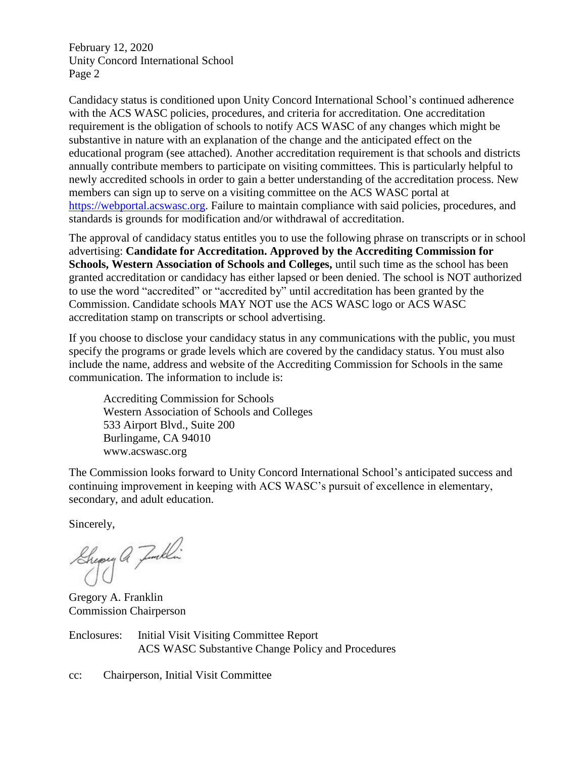Candidacy status is conditioned upon Unity Concord International School's continued adherence with the ACS WASC policies, procedures, and criteria for accreditation. One accreditation requirement is the obligation of schools to notify ACS WASC of any changes which might be substantive in nature with an explanation of the change and the anticipated effect on the educational program (see attached). Another accreditation requirement is that schools and districts annually contribute members to participate on visiting committees. This is particularly helpful to newly accredited schools in order to gain a better understanding of the accreditation process. New members can sign up to serve on a visiting committee on the ACS WASC portal at https://webportal.acswasc.org. Failure to maintain compliance with said policies, procedures, and standards is grounds for modification and/or withdrawal of accreditation.

The approval of candidacy status entitles you to use the following phrase on transcripts or in school advertising: **Candidate for Accreditation. Approved by the Accrediting Commission for Schools, Western Association of Schools and Colleges,** until such time as the school has been granted accreditation or candidacy has either lapsed or been denied. The school is NOT authorized to use the word "accredited" or "accredited by" until accreditation has been granted by the Commission. Candidate schools MAY NOT use the ACS WASC logo or ACS WASC accreditation stamp on transcripts or school advertising.

If you choose to disclose your candidacy status in any communications with the public, you must specify the programs or grade levels which are covered by the candidacy status. You must also include the name, address and website of the Accrediting Commission for Schools in the same communication. The information to include is:

> Accrediting Commission for Schools
> Western Association of Schools and Colleges
> 533 Airport Blvd., Suite 200
> Burlingame, CA 94010
> www.acswasc.org

The Commission looks forward to Unity Concord International School's anticipated success and continuing improvement in keeping with ACS WASC's pursuit of excellence in elementary, secondary, and adult education.

Sincerely,

Gregory A. Franklin
Commission Chairperson

Enclosures: Initial Visit Visiting Committee Report
ACS WASC Substantive Change Policy and Procedures

cc: Chairperson, Initial Visit Committee